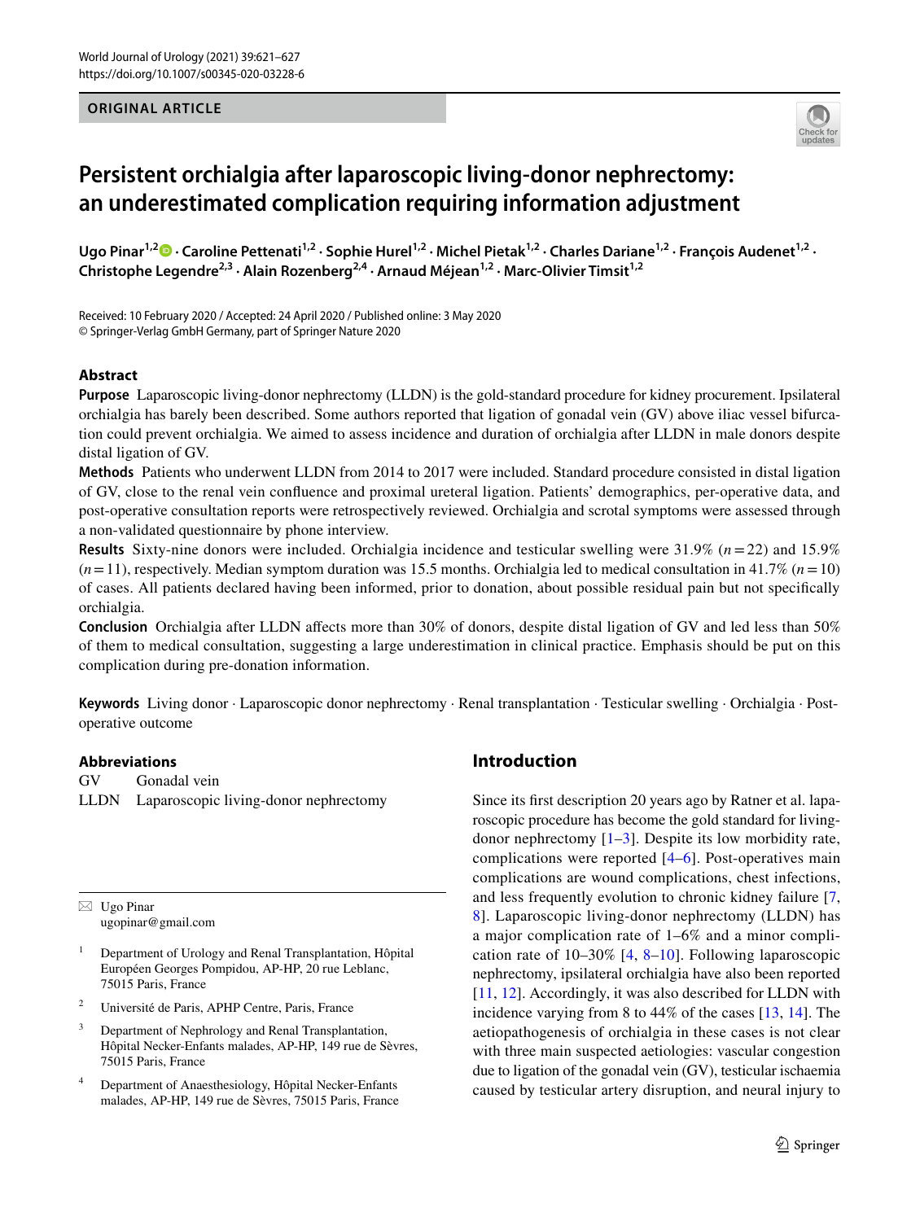ORIGINAL ARTICLE

# Persistent orchialgia after laparoscopic living-donor nephrectomy: an underestimated complication requiring information adjustment

Ugo Pinar[1,2] · Caroline Pettenati[1,2] · Sophie Hurel[1,2] · Michel Pietak[1,2] · Charles Dariane[1,2] · François Audenet[1,2] · Christophe Legendre[2,3] · Alain Rozenberg[2,4] · Arnaud Méjean[1,2] · Marc-Olivier Timsit[1,2]

Received: 10 February 2020 / Accepted: 24 April 2020 / Published online: 3 May 2020
© Springer-Verlag GmbH Germany, part of Springer Nature 2020

## Abstract

**Purpose** Laparoscopic living-donor nephrectomy (LLDN) is the gold-standard procedure for kidney procurement. Ipsilateral orchialgia has barely been described. Some authors reported that ligation of gonadal vein (GV) above iliac vessel bifurcation could prevent orchialgia. We aimed to assess incidence and duration of orchialgia after LLDN in male donors despite distal ligation of GV.

**Methods** Patients who underwent LLDN from 2014 to 2017 were included. Standard procedure consisted in distal ligation of GV, close to the renal vein confluence and proximal ureteral ligation. Patients' demographics, per-operative data, and post-operative consultation reports were retrospectively reviewed. Orchialgia and scrotal symptoms were assessed through a non-validated questionnaire by phone interview.

**Results** Sixty-nine donors were included. Orchialgia incidence and testicular swelling were 31.9% ($n = 22$) and 15.9% ($n = 11$), respectively. Median symptom duration was 15.5 months. Orchialgia led to medical consultation in 41.7% ($n = 10$) of cases. All patients declared having been informed, prior to donation, about possible residual pain but not specifically orchialgia.

**Conclusion** Orchialgia after LLDN affects more than 30% of donors, despite distal ligation of GV and led less than 50% of them to medical consultation, suggesting a large underestimation in clinical practice. Emphasis should be put on this complication during pre-donation information.

**Keywords** Living donor · Laparoscopic donor nephrectomy · Renal transplantation · Testicular swelling · Orchialgia · Post-operative outcome

**Abbreviations**

GV Gonadal vein
LLDN Laparoscopic living-donor nephrectomy

✉ Ugo Pinar
ugopinar@gmail.com

[1] Department of Urology and Renal Transplantation, Hôpital Européen Georges Pompidou, AP-HP, 20 rue Leblanc, 75015 Paris, France

[2] Université de Paris, APHP Centre, Paris, France

[3] Department of Nephrology and Renal Transplantation, Hôpital Necker-Enfants malades, AP-HP, 149 rue de Sèvres, 75015 Paris, France

[4] Department of Anaesthesiology, Hôpital Necker-Enfants malades, AP-HP, 149 rue de Sèvres, 75015 Paris, France

## Introduction

Since its first description 20 years ago by Ratner et al. laparoscopic procedure has become the gold standard for living-donor nephrectomy [1–3]. Despite its low morbidity rate, complications were reported [4–6]. Post-operatives main complications are wound complications, chest infections, and less frequently evolution to chronic kidney failure [7, 8]. Laparoscopic living-donor nephrectomy (LLDN) has a major complication rate of 1–6% and a minor complication rate of 10–30% [4, 8–10]. Following laparoscopic nephrectomy, ipsilateral orchialgia have also been reported [11, 12]. Accordingly, it was also described for LLDN with incidence varying from 8 to 44% of the cases [13, 14]. The aetiopathogenesis of orchialgia in these cases is not clear with three main suspected aetiologies: vascular congestion due to ligation of the gonadal vein (GV), testicular ischaemia caused by testicular artery disruption, and neural injury to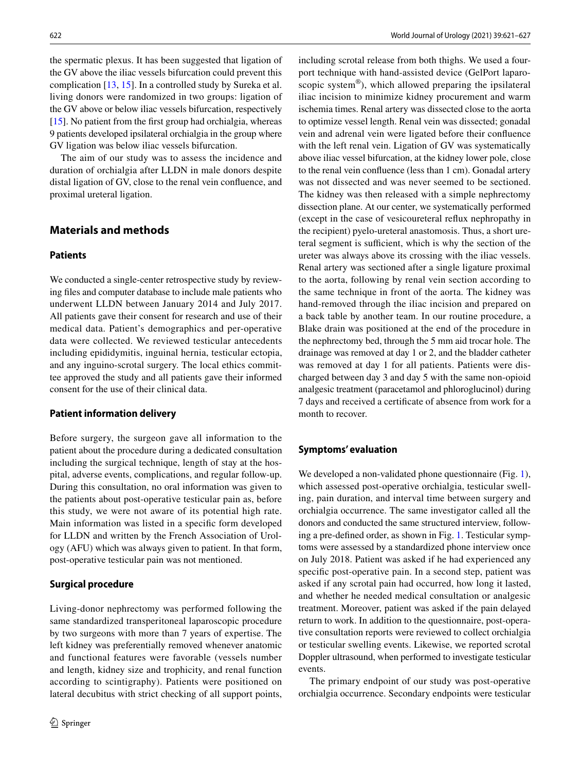the spermatic plexus. It has been suggested that ligation of the GV above the iliac vessels bifurcation could prevent this complication [13, 15]. In a controlled study by Sureka et al. living donors were randomized in two groups: ligation of the GV above or below iliac vessels bifurcation, respectively [15]. No patient from the first group had orchialgia, whereas 9 patients developed ipsilateral orchialgia in the group where GV ligation was below iliac vessels bifurcation.

The aim of our study was to assess the incidence and duration of orchialgia after LLDN in male donors despite distal ligation of GV, close to the renal vein confluence, and proximal ureteral ligation.

## Materials and methods

### Patients

We conducted a single-center retrospective study by reviewing files and computer database to include male patients who underwent LLDN between January 2014 and July 2017. All patients gave their consent for research and use of their medical data. Patient's demographics and per-operative data were collected. We reviewed testicular antecedents including epididymitis, inguinal hernia, testicular ectopia, and any inguino-scrotal surgery. The local ethics committee approved the study and all patients gave their informed consent for the use of their clinical data.

### Patient information delivery

Before surgery, the surgeon gave all information to the patient about the procedure during a dedicated consultation including the surgical technique, length of stay at the hospital, adverse events, complications, and regular follow-up. During this consultation, no oral information was given to the patients about post-operative testicular pain as, before this study, we were not aware of its potential high rate. Main information was listed in a specific form developed for LLDN and written by the French Association of Urology (AFU) which was always given to patient. In that form, post-operative testicular pain was not mentioned.

### Surgical procedure

Living-donor nephrectomy was performed following the same standardized transperitoneal laparoscopic procedure by two surgeons with more than 7 years of expertise. The left kidney was preferentially removed whenever anatomic and functional features were favorable (vessels number and length, kidney size and trophicity, and renal function according to scintigraphy). Patients were positioned on lateral decubitus with strict checking of all support points, including scrotal release from both thighs. We used a four-port technique with hand-assisted device (GelPort laparoscopic system®), which allowed preparing the ipsilateral iliac incision to minimize kidney procurement and warm ischemia times. Renal artery was dissected close to the aorta to optimize vessel length. Renal vein was dissected; gonadal vein and adrenal vein were ligated before their confluence with the left renal vein. Ligation of GV was systematically above iliac vessel bifurcation, at the kidney lower pole, close to the renal vein confluence (less than 1 cm). Gonadal artery was not dissected and was never seemed to be sectioned. The kidney was then released with a simple nephrectomy dissection plane. At our center, we systematically performed (except in the case of vesicoureteral reflux nephropathy in the recipient) pyelo-ureteral anastomosis. Thus, a short ureteral segment is sufficient, which is why the section of the ureter was always above its crossing with the iliac vessels. Renal artery was sectioned after a single ligature proximal to the aorta, following by renal vein section according to the same technique in front of the aorta. The kidney was hand-removed through the iliac incision and prepared on a back table by another team. In our routine procedure, a Blake drain was positioned at the end of the procedure in the nephrectomy bed, through the 5 mm aid trocar hole. The drainage was removed at day 1 or 2, and the bladder catheter was removed at day 1 for all patients. Patients were discharged between day 3 and day 5 with the same non-opioid analgesic treatment (paracetamol and phloroglucinol) during 7 days and received a certificate of absence from work for a month to recover.

### Symptoms' evaluation

We developed a non-validated phone questionnaire (Fig. 1), which assessed post-operative orchialgia, testicular swelling, pain duration, and interval time between surgery and orchialgia occurrence. The same investigator called all the donors and conducted the same structured interview, following a pre-defined order, as shown in Fig. 1. Testicular symptoms were assessed by a standardized phone interview once on July 2018. Patient was asked if he had experienced any specific post-operative pain. In a second step, patient was asked if any scrotal pain had occurred, how long it lasted, and whether he needed medical consultation or analgesic treatment. Moreover, patient was asked if the pain delayed return to work. In addition to the questionnaire, post-operative consultation reports were reviewed to collect orchialgia or testicular swelling events. Likewise, we reported scrotal Doppler ultrasound, when performed to investigate testicular events.

The primary endpoint of our study was post-operative orchialgia occurrence. Secondary endpoints were testicular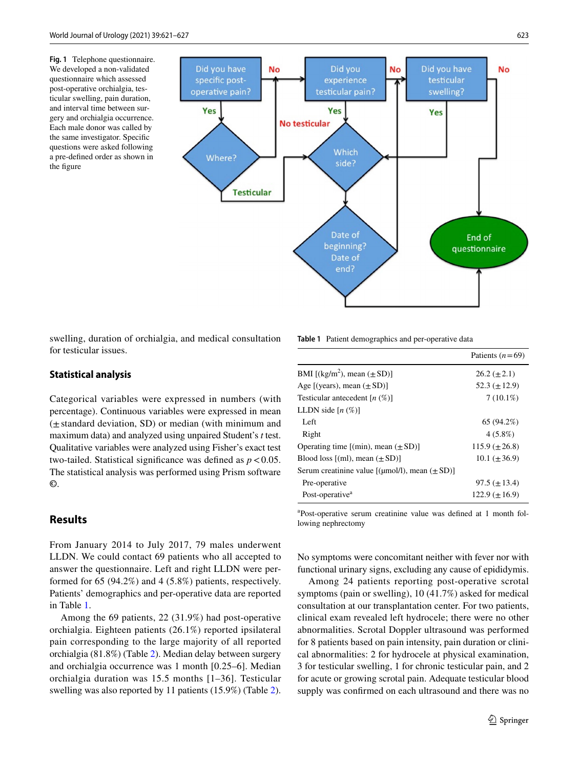Fig. 1 Telephone questionnaire. We developed a non-validated questionnaire which assessed post-operative orchialgia, testicular swelling, pain duration, and interval time between surgery and orchialgia occurrence. Each male donor was called by the same investigator. Specific questions were asked following a pre-defined order as shown in the figure

swelling, duration of orchialgia, and medical consultation for testicular issues.

### Statistical analysis

Categorical variables were expressed in numbers (with percentage). Continuous variables were expressed in mean (± standard deviation, SD) or median (with minimum and maximum data) and analyzed using unpaired Student's *t* test. Qualitative variables were analyzed using Fisher's exact test two-tailed. Statistical significance was defined as $p < 0.05$. The statistical analysis was performed using Prism software ©.

## Results

From January 2014 to July 2017, 79 males underwent LLDN. We could contact 69 patients who all accepted to answer the questionnaire. Left and right LLDN were performed for 65 (94.2%) and 4 (5.8%) patients, respectively. Patients' demographics and per-operative data are reported in Table 1.

Among the 69 patients, 22 (31.9%) had post-operative orchialgia. Eighteen patients (26.1%) reported ipsilateral pain corresponding to the large majority of all reported orchialgia (81.8%) (Table 2). Median delay between surgery and orchialgia occurrence was 1 month [0.25–6]. Median orchialgia duration was 15.5 months [1–36]. Testicular swelling was also reported by 11 patients (15.9%) (Table 2).

**Table 1** Patient demographics and per-operative data

| | Patients ($n = 69$) |
|---|---|
| BMI [(kg/m$^2$), mean (± SD)] | 26.2 (± 2.1) |
| Age [(years), mean (± SD)] | 52.3 (± 12.9) |
| Testicular antecedent [n (%)] | 7 (10.1%) |
| LLDN side [n (%)] | |
| Left | 65 (94.2%) |
| Right | 4 (5.8%) |
| Operating time [(min), mean (± SD)] | 115.9 (± 26.8) |
| Blood loss [(ml), mean (± SD)] | 10.1 (± 36.9) |
| Serum creatinine value [(μmol/l), mean (± SD)] | |
| Pre-operative | 97.5 (± 13.4) |
| Post-operative[a] | 122.9 (± 16.9) |

[a]Post-operative serum creatinine value was defined at 1 month following nephrectomy

No symptoms were concomitant neither with fever nor with functional urinary signs, excluding any cause of epididymis.

Among 24 patients reporting post-operative scrotal symptoms (pain or swelling), 10 (41.7%) asked for medical consultation at our transplantation center. For two patients, clinical exam revealed left hydrocele; there were no other abnormalities. Scrotal Doppler ultrasound was performed for 8 patients based on pain intensity, pain duration or clinical abnormalities: 2 for hydrocele at physical examination, 3 for testicular swelling, 1 for chronic testicular pain, and 2 for acute or growing scrotal pain. Adequate testicular blood supply was confirmed on each ultrasound and there was no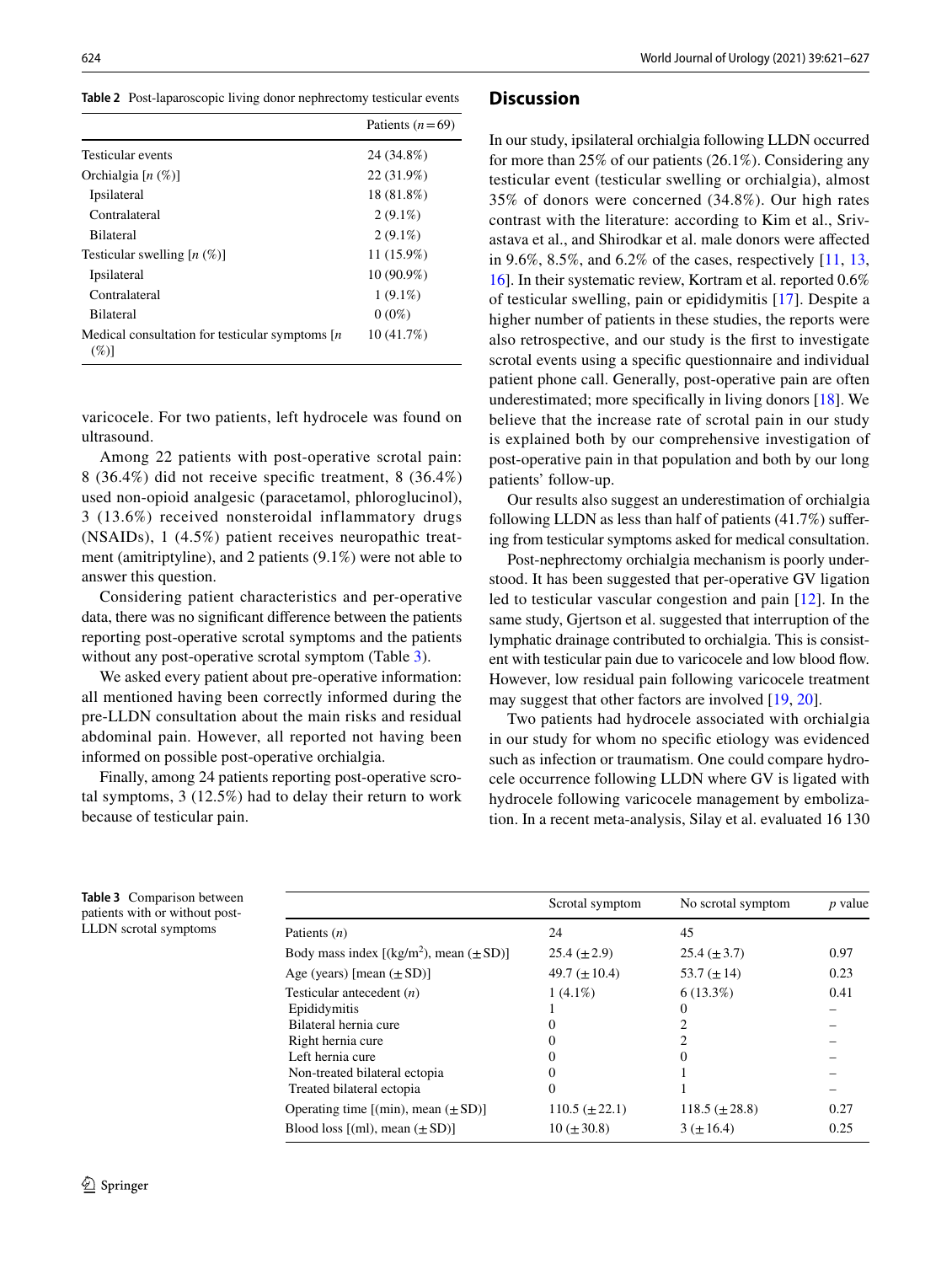**Table 2** Post-laparoscopic living donor nephrectomy testicular events

| | Patients ($n=69$) |
|---|---|
| Testicular events | 24 (34.8%) |
| Orchialgia [$n$ (%)] | 22 (31.9%) |
| Ipsilateral | 18 (81.8%) |
| Contralateral | 2 (9.1%) |
| Bilateral | 2 (9.1%) |
| Testicular swelling [$n$ (%)] | 11 (15.9%) |
| Ipsilateral | 10 (90.9%) |
| Contralateral | 1 (9.1%) |
| Bilateral | 0 (0%) |
| Medical consultation for testicular symptoms [$n$ (%)] | 10 (41.7%) |

varicocele. For two patients, left hydrocele was found on ultrasound.

Among 22 patients with post-operative scrotal pain: 8 (36.4%) did not receive specific treatment, 8 (36.4%) used non-opioid analgesic (paracetamol, phloroglucinol), 3 (13.6%) received nonsteroidal inflammatory drugs (NSAIDs), 1 (4.5%) patient receives neuropathic treatment (amitriptyline), and 2 patients (9.1%) were not able to answer this question.

Considering patient characteristics and per-operative data, there was no significant difference between the patients reporting post-operative scrotal symptoms and the patients without any post-operative scrotal symptom (Table 3).

We asked every patient about pre-operative information: all mentioned having been correctly informed during the pre-LLDN consultation about the main risks and residual abdominal pain. However, all reported not having been informed on possible post-operative orchialgia.

Finally, among 24 patients reporting post-operative scrotal symptoms, 3 (12.5%) had to delay their return to work because of testicular pain.

## Discussion

In our study, ipsilateral orchialgia following LLDN occurred for more than 25% of our patients (26.1%). Considering any testicular event (testicular swelling or orchialgia), almost 35% of donors were concerned (34.8%). Our high rates contrast with the literature: according to Kim et al., Srivastava et al., and Shirodkar et al. male donors were affected in 9.6%, 8.5%, and 6.2% of the cases, respectively [11, 13, 16]. In their systematic review, Kortram et al. reported 0.6% of testicular swelling, pain or epididymitis [17]. Despite a higher number of patients in these studies, the reports were also retrospective, and our study is the first to investigate scrotal events using a specific questionnaire and individual patient phone call. Generally, post-operative pain are often underestimated; more specifically in living donors [18]. We believe that the increase rate of scrotal pain in our study is explained both by our comprehensive investigation of post-operative pain in that population and both by our long patients' follow-up.

Our results also suggest an underestimation of orchialgia following LLDN as less than half of patients (41.7%) suffering from testicular symptoms asked for medical consultation.

Post-nephrectomy orchialgia mechanism is poorly understood. It has been suggested that per-operative GV ligation led to testicular vascular congestion and pain [12]. In the same study, Gjertson et al. suggested that interruption of the lymphatic drainage contributed to orchialgia. This is consistent with testicular pain due to varicocele and low blood flow. However, low residual pain following varicocele treatment may suggest that other factors are involved [19, 20].

Two patients had hydrocele associated with orchialgia in our study for whom no specific etiology was evidenced such as infection or traumatism. One could compare hydrocele occurrence following LLDN where GV is ligated with hydrocele following varicocele management by embolization. In a recent meta-analysis, Silay et al. evaluated 16 130

**Table 3** Comparison between patients with or without post-LLDN scrotal symptoms

| | Scrotal symptom | No scrotal symptom | $p$ value |
|---|---|---|---|
| Patients ($n$) | 24 | 45 | |
| Body mass index [(kg/m$^2$), mean ($\pm$SD)] | 25.4 ($\pm$2.9) | 25.4 ($\pm$3.7) | 0.97 |
| Age (years) [mean ($\pm$SD)] | 49.7 ($\pm$10.4) | 53.7 ($\pm$14) | 0.23 |
| Testicular antecedent ($n$) | 1 (4.1%) | 6 (13.3%) | 0.41 |
| Epididymitis | 1 | 0 | – |
| Bilateral hernia cure | 0 | 2 | – |
| Right hernia cure | 0 | 2 | – |
| Left hernia cure | 0 | 0 | – |
| Non-treated bilateral ectopia | 0 | 1 | – |
| Treated bilateral ectopia | 0 | 1 | – |
| Operating time [(min), mean ($\pm$SD)] | 110.5 ($\pm$22.1) | 118.5 ($\pm$28.8) | 0.27 |
| Blood loss [(ml), mean ($\pm$SD)] | 10 ($\pm$30.8) | 3 ($\pm$16.4) | 0.25 |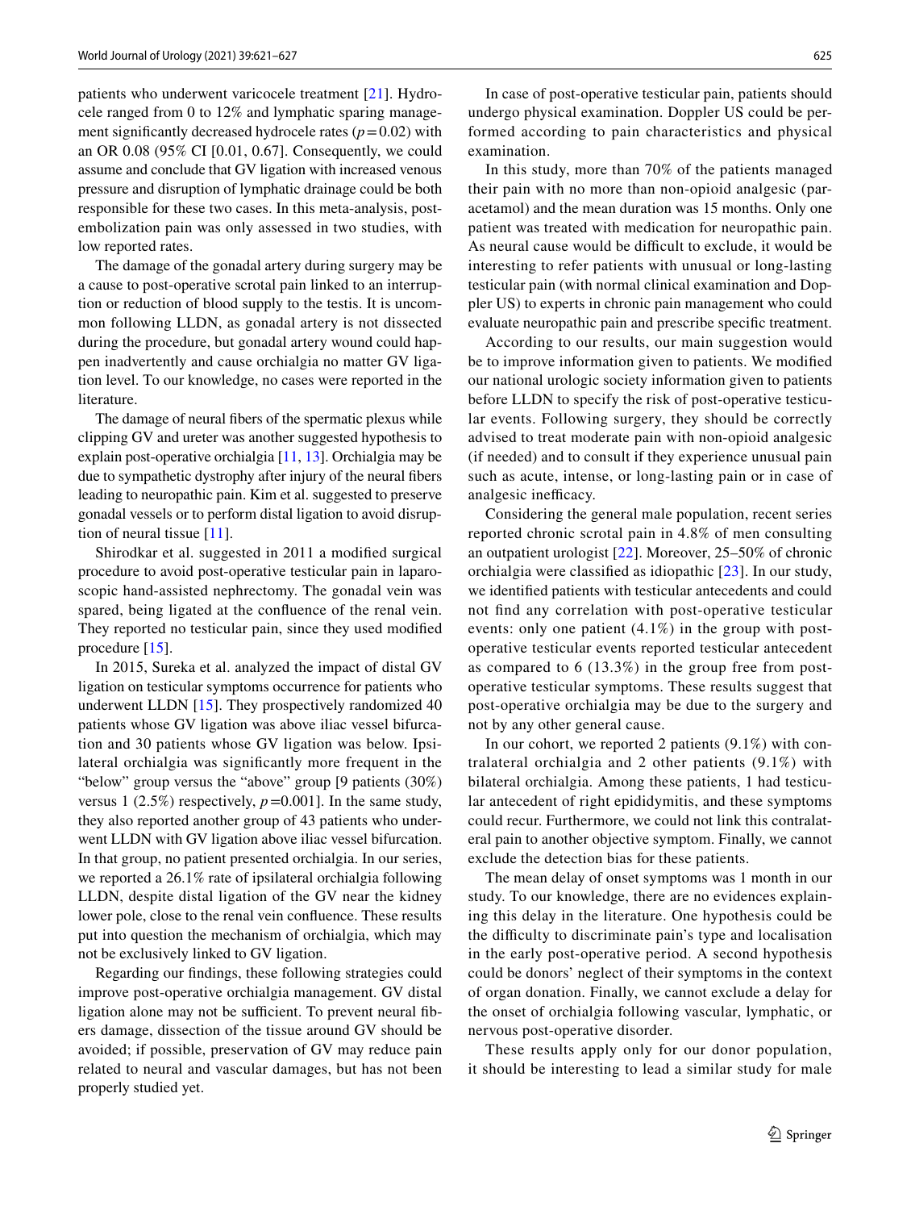patients who underwent varicocele treatment [21]. Hydrocele ranged from 0 to 12% and lymphatic sparing management significantly decreased hydrocele rates ($p = 0.02$) with an OR 0.08 (95% CI [0.01, 0.67]. Consequently, we could assume and conclude that GV ligation with increased venous pressure and disruption of lymphatic drainage could be both responsible for these two cases. In this meta-analysis, post-embolization pain was only assessed in two studies, with low reported rates.

The damage of the gonadal artery during surgery may be a cause to post-operative scrotal pain linked to an interruption or reduction of blood supply to the testis. It is uncommon following LLDN, as gonadal artery is not dissected during the procedure, but gonadal artery wound could happen inadvertently and cause orchialgia no matter GV ligation level. To our knowledge, no cases were reported in the literature.

The damage of neural fibers of the spermatic plexus while clipping GV and ureter was another suggested hypothesis to explain post-operative orchialgia [11, 13]. Orchialgia may be due to sympathetic dystrophy after injury of the neural fibers leading to neuropathic pain. Kim et al. suggested to preserve gonadal vessels or to perform distal ligation to avoid disruption of neural tissue [11].

Shirodkar et al. suggested in 2011 a modified surgical procedure to avoid post-operative testicular pain in laparoscopic hand-assisted nephrectomy. The gonadal vein was spared, being ligated at the confluence of the renal vein. They reported no testicular pain, since they used modified procedure [15].

In 2015, Sureka et al. analyzed the impact of distal GV ligation on testicular symptoms occurrence for patients who underwent LLDN [15]. They prospectively randomized 40 patients whose GV ligation was above iliac vessel bifurcation and 30 patients whose GV ligation was below. Ipsilateral orchialgia was significantly more frequent in the "below" group versus the "above" group [9 patients (30%) versus 1 (2.5%) respectively, $p = 0.001$]. In the same study, they also reported another group of 43 patients who underwent LLDN with GV ligation above iliac vessel bifurcation. In that group, no patient presented orchialgia. In our series, we reported a 26.1% rate of ipsilateral orchialgia following LLDN, despite distal ligation of the GV near the kidney lower pole, close to the renal vein confluence. These results put into question the mechanism of orchialgia, which may not be exclusively linked to GV ligation.

Regarding our findings, these following strategies could improve post-operative orchialgia management. GV distal ligation alone may not be sufficient. To prevent neural fibers damage, dissection of the tissue around GV should be avoided; if possible, preservation of GV may reduce pain related to neural and vascular damages, but has not been properly studied yet.

In case of post-operative testicular pain, patients should undergo physical examination. Doppler US could be performed according to pain characteristics and physical examination.

In this study, more than 70% of the patients managed their pain with no more than non-opioid analgesic (paracetamol) and the mean duration was 15 months. Only one patient was treated with medication for neuropathic pain. As neural cause would be difficult to exclude, it would be interesting to refer patients with unusual or long-lasting testicular pain (with normal clinical examination and Doppler US) to experts in chronic pain management who could evaluate neuropathic pain and prescribe specific treatment.

According to our results, our main suggestion would be to improve information given to patients. We modified our national urologic society information given to patients before LLDN to specify the risk of post-operative testicular events. Following surgery, they should be correctly advised to treat moderate pain with non-opioid analgesic (if needed) and to consult if they experience unusual pain such as acute, intense, or long-lasting pain or in case of analgesic inefficacy.

Considering the general male population, recent series reported chronic scrotal pain in 4.8% of men consulting an outpatient urologist [22]. Moreover, 25–50% of chronic orchialgia were classified as idiopathic [23]. In our study, we identified patients with testicular antecedents and could not find any correlation with post-operative testicular events: only one patient (4.1%) in the group with post-operative testicular events reported testicular antecedent as compared to 6 (13.3%) in the group free from post-operative testicular symptoms. These results suggest that post-operative orchialgia may be due to the surgery and not by any other general cause.

In our cohort, we reported 2 patients (9.1%) with contralateral orchialgia and 2 other patients (9.1%) with bilateral orchialgia. Among these patients, 1 had testicular antecedent of right epididymitis, and these symptoms could recur. Furthermore, we could not link this contralateral pain to another objective symptom. Finally, we cannot exclude the detection bias for these patients.

The mean delay of onset symptoms was 1 month in our study. To our knowledge, there are no evidences explaining this delay in the literature. One hypothesis could be the difficulty to discriminate pain's type and localisation in the early post-operative period. A second hypothesis could be donors' neglect of their symptoms in the context of organ donation. Finally, we cannot exclude a delay for the onset of orchialgia following vascular, lymphatic, or nervous post-operative disorder.

These results apply only for our donor population, it should be interesting to lead a similar study for male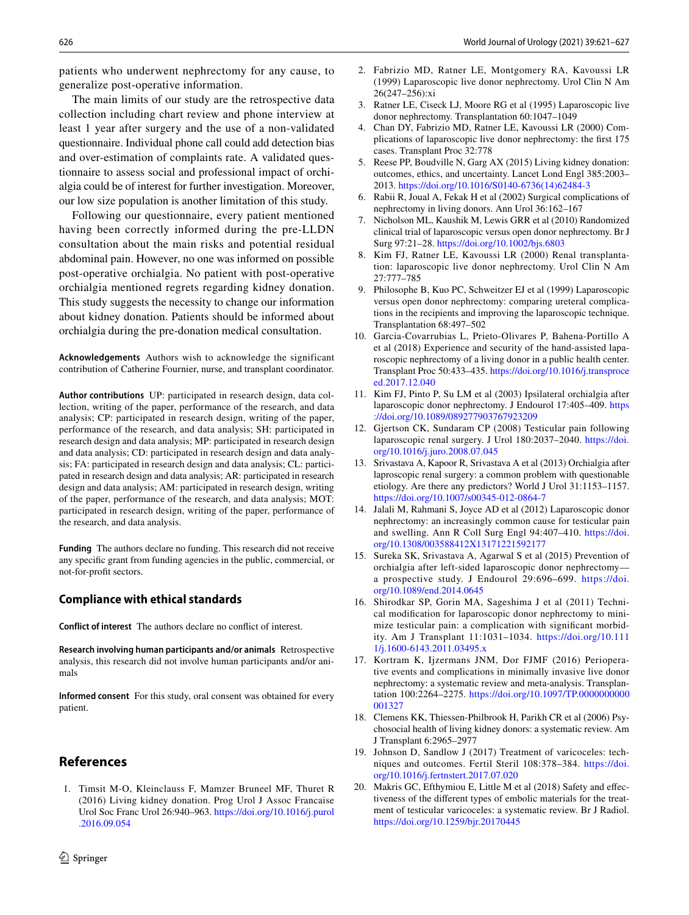patients who underwent nephrectomy for any cause, to generalize post-operative information.

The main limits of our study are the retrospective data collection including chart review and phone interview at least 1 year after surgery and the use of a non-validated questionnaire. Individual phone call could add detection bias and over-estimation of complaints rate. A validated questionnaire to assess social and professional impact of orchialgia could be of interest for further investigation. Moreover, our low size population is another limitation of this study.

Following our questionnaire, every patient mentioned having been correctly informed during the pre-LLDN consultation about the main risks and potential residual abdominal pain. However, no one was informed on possible post-operative orchialgia. No patient with post-operative orchialgia mentioned regrets regarding kidney donation. This study suggests the necessity to change our information about kidney donation. Patients should be informed about orchialgia during the pre-donation medical consultation.

**Acknowledgements** Authors wish to acknowledge the significant contribution of Catherine Fournier, nurse, and transplant coordinator.

**Author contributions** UP: participated in research design, data collection, writing of the paper, performance of the research, and data analysis; CP: participated in research design, writing of the paper, performance of the research, and data analysis; SH: participated in research design and data analysis; MP: participated in research design and data analysis; CD: participated in research design and data analysis; FA: participated in research design and data analysis; CL: participated in research design and data analysis; AR: participated in research design and data analysis; AM: participated in research design, writing of the paper, performance of the research, and data analysis; MOT: participated in research design, writing of the paper, performance of the research, and data analysis.

**Funding** The authors declare no funding. This research did not receive any specific grant from funding agencies in the public, commercial, or not-for-profit sectors.

## Compliance with ethical standards

**Conflict of interest** The authors declare no conflict of interest.

**Research involving human participants and/or animals** Retrospective analysis, this research did not involve human participants and/or animals

**Informed consent** For this study, oral consent was obtained for every patient.

## References

1. Timsit M-O, Kleinclauss F, Mamzer Bruneel MF, Thuret R (2016) Living kidney donation. Prog Urol J Assoc Francaise Urol Soc Franc Urol 26:940–963. https://doi.org/10.1016/j.purol.2016.09.054
2. Fabrizio MD, Ratner LE, Montgomery RA, Kavoussi LR (1999) Laparoscopic live donor nephrectomy. Urol Clin N Am 26(247–256):xi
3. Ratner LE, Ciseck LJ, Moore RG et al (1995) Laparoscopic live donor nephrectomy. Transplantation 60:1047–1049
4. Chan DY, Fabrizio MD, Ratner LE, Kavoussi LR (2000) Complications of laparoscopic live donor nephrectomy: the first 175 cases. Transplant Proc 32:778
5. Reese PP, Boudville N, Garg AX (2015) Living kidney donation: outcomes, ethics, and uncertainty. Lancet Lond Engl 385:2003–2013. https://doi.org/10.1016/S0140-6736(14)62484-3
6. Rabii R, Joual A, Fekak H et al (2002) Surgical complications of nephrectomy in living donors. Ann Urol 36:162–167
7. Nicholson ML, Kaushik M, Lewis GRR et al (2010) Randomized clinical trial of laparoscopic versus open donor nephrectomy. Br J Surg 97:21–28. https://doi.org/10.1002/bjs.6803
8. Kim FJ, Ratner LE, Kavoussi LR (2000) Renal transplantation: laparoscopic live donor nephrectomy. Urol Clin N Am 27:777–785
9. Philosophe B, Kuo PC, Schweitzer EJ et al (1999) Laparoscopic versus open donor nephrectomy: comparing ureteral complications in the recipients and improving the laparoscopic technique. Transplantation 68:497–502
10. Garcia-Covarrubias L, Prieto-Olivares P, Bahena-Portillo A et al (2018) Experience and security of the hand-assisted laparoscopic nephrectomy of a living donor in a public health center. Transplant Proc 50:433–435. https://doi.org/10.1016/j.transproceed.2017.12.040
11. Kim FJ, Pinto P, Su LM et al (2003) Ipsilateral orchialgia after laparoscopic donor nephrectomy. J Endourol 17:405–409. https://doi.org/10.1089/089277903767923209
12. Gjertson CK, Sundaram CP (2008) Testicular pain following laparoscopic renal surgery. J Urol 180:2037–2040. https://doi.org/10.1016/j.juro.2008.07.045
13. Srivastava A, Kapoor R, Srivastava A et al (2013) Orchialgia after laproscopic renal surgery: a common problem with questionable etiology. Are there any predictors? World J Urol 31:1153–1157. https://doi.org/10.1007/s00345-012-0864-7
14. Jalali M, Rahmani S, Joyce AD et al (2012) Laparoscopic donor nephrectomy: an increasingly common cause for testicular pain and swelling. Ann R Coll Surg Engl 94:407–410. https://doi.org/10.1308/003588412X13171221592177
15. Sureka SK, Srivastava A, Agarwal S et al (2015) Prevention of orchialgia after left-sided laparoscopic donor nephrectomy—a prospective study. J Endourol 29:696–699. https://doi.org/10.1089/end.2014.0645
16. Shirodkar SP, Gorin MA, Sageshima J et al (2011) Technical modification for laparoscopic donor nephrectomy to minimize testicular pain: a complication with significant morbidity. Am J Transplant 11:1031–1034. https://doi.org/10.1111/j.1600-6143.2011.03495.x
17. Kortram K, Ijzermans JNM, Dor FJMF (2016) Perioperative events and complications in minimally invasive live donor nephrectomy: a systematic review and meta-analysis. Transplantation 100:2264–2275. https://doi.org/10.1097/TP.0000000000001327
18. Clemens KK, Thiessen-Philbrook H, Parikh CR et al (2006) Psychosocial health of living kidney donors: a systematic review. Am J Transplant 6:2965–2977
19. Johnson D, Sandlow J (2017) Treatment of varicoceles: techniques and outcomes. Fertil Steril 108:378–384. https://doi.org/10.1016/j.fertnstert.2017.07.020
20. Makris GC, Efthymiou E, Little M et al (2018) Safety and effectiveness of the different types of embolic materials for the treatment of testicular varicoceles: a systematic review. Br J Radiol. https://doi.org/10.1259/bjr.20170445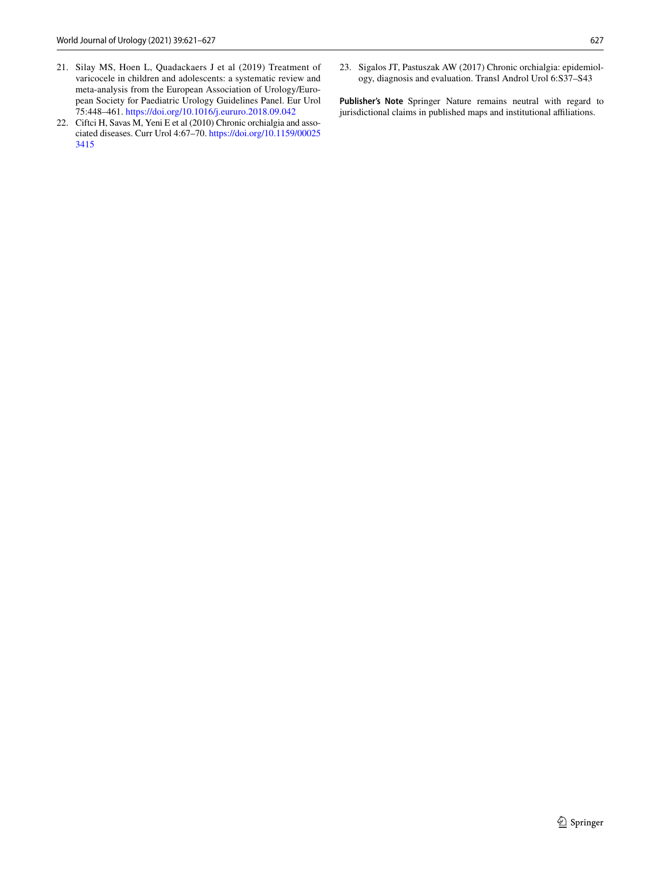21. Silay MS, Hoen L, Quadackaers J et al (2019) Treatment of varicocele in children and adolescents: a systematic review and meta-analysis from the European Association of Urology/European Society for Paediatric Urology Guidelines Panel. Eur Urol 75:448–461. https://doi.org/10.1016/j.eururo.2018.09.042
22. Ciftci H, Savas M, Yeni E et al (2010) Chronic orchialgia and associated diseases. Curr Urol 4:67–70. https://doi.org/10.1159/000253415
23. Sigalos JT, Pastuszak AW (2017) Chronic orchialgia: epidemiology, diagnosis and evaluation. Transl Androl Urol 6:S37–S43

**Publisher's Note** Springer Nature remains neutral with regard to jurisdictional claims in published maps and institutional affiliations.